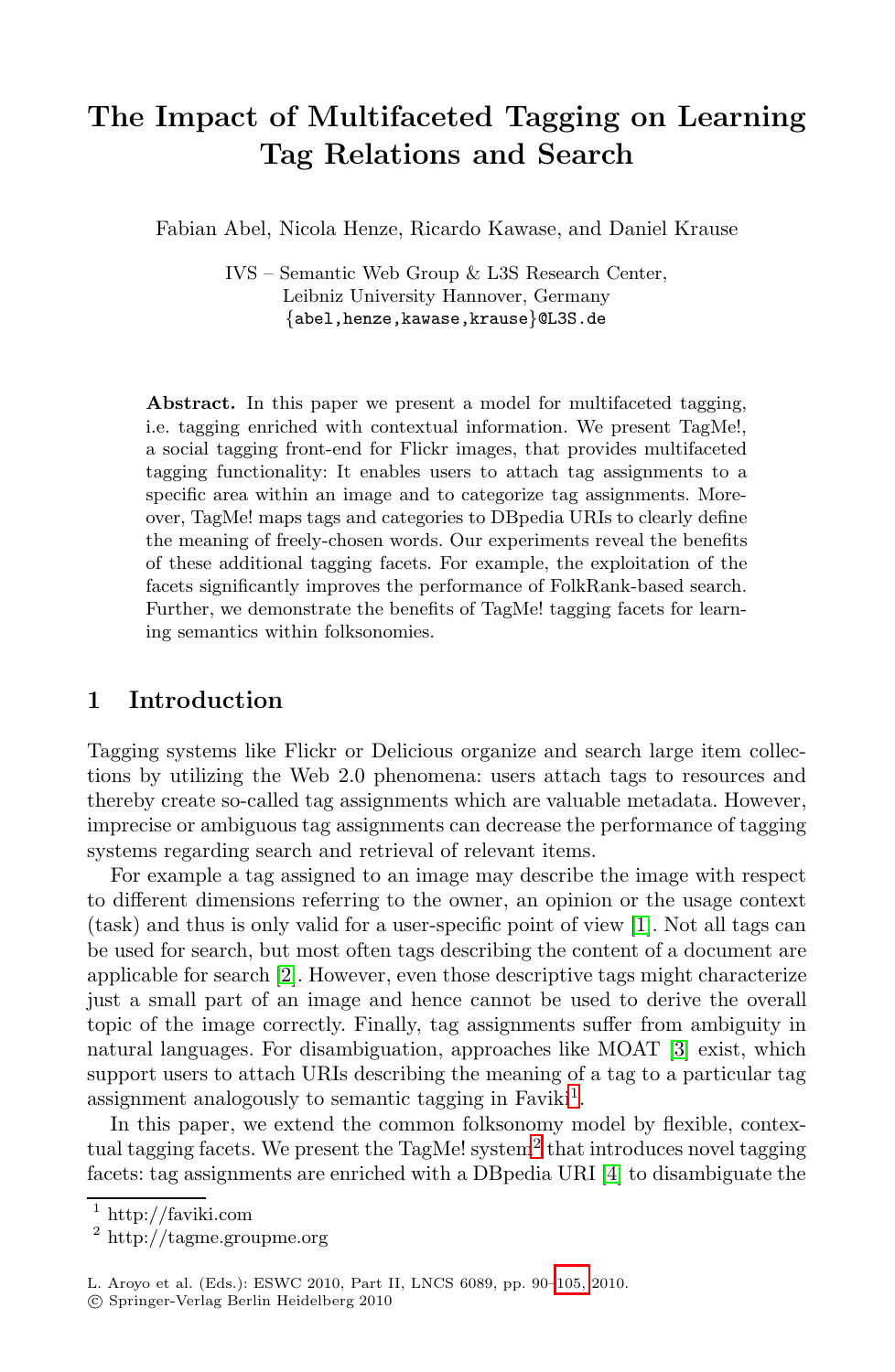# The Impact of Multifaceted Tagging on Learning Tag Relations and Search

Fabian Abel, Nicola Henze, Ricardo Kawase, and Daniel Krause

IVS – Semantic Web Group & L3S Research Center,
Leibniz University Hannover, Germany
{abel,henze,kawase,krause}@L3S.de

**Abstract.** In this paper we present a model for multifaceted tagging, i.e. tagging enriched with contextual information. We present TagMe!, a social tagging front-end for Flickr images, that provides multifaceted tagging functionality: It enables users to attach tag assignments to a specific area within an image and to categorize tag assignments. Moreover, TagMe! maps tags and categories to DBpedia URIs to clearly define the meaning of freely-chosen words. Our experiments reveal the benefits of these additional tagging facets. For example, the exploitation of the facets significantly improves the performance of FolkRank-based search. Further, we demonstrate the benefits of TagMe! tagging facets for learning semantics within folksonomies.

## 1 Introduction

Tagging systems like Flickr or Delicious organize and search large item collections by utilizing the Web 2.0 phenomena: users attach tags to resources and thereby create so-called tag assignments which are valuable metadata. However, imprecise or ambiguous tag assignments can decrease the performance of tagging systems regarding search and retrieval of relevant items.

For example a tag assigned to an image may describe the image with respect to different dimensions referring to the owner, an opinion or the usage context (task) and thus is only valid for a user-specific point of view [1]. Not all tags can be used for search, but most often tags describing the content of a document are applicable for search [2]. However, even those descriptive tags might characterize just a small part of an image and hence cannot be used to derive the overall topic of the image correctly. Finally, tag assignments suffer from ambiguity in natural languages. For disambiguation, approaches like MOAT [3] exist, which support users to attach URIs describing the meaning of a tag to a particular tag assignment analogously to semantic tagging in Faviki[1].

In this paper, we extend the common folksonomy model by flexible, contextual tagging facets. We present the TagMe! system[2] that introduces novel tagging facets: tag assignments are enriched with a DBpedia URI [4] to disambiguate the

[1] http://faviki.com

[2] http://tagme.groupme.org

L. Aroyo et al. (Eds.): ESWC 2010, Part II, LNCS 6089, pp. 90–105, 2010.
© Springer-Verlag Berlin Heidelberg 2010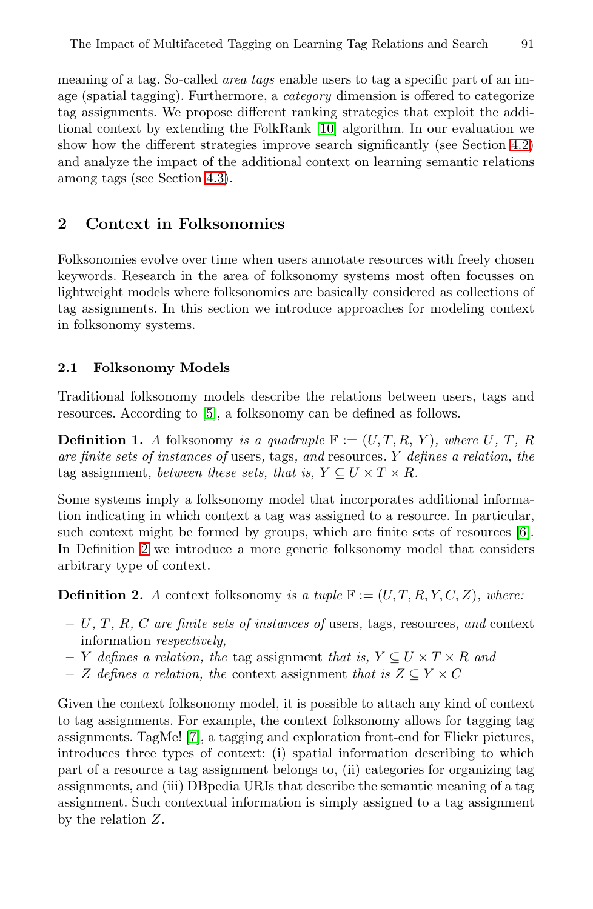meaning of a tag. So-called *area tags* enable users to tag a specific part of an image (spatial tagging). Furthermore, a *category* dimension is offered to categorize tag assignments. We propose different ranking strategies that exploit the additional context by extending the FolkRank [10] algorithm. In our evaluation we show how the different strategies improve search significantly (see Section 4.2) and analyze the impact of the additional context on learning semantic relations among tags (see Section 4.3).

## 2 Context in Folksonomies

Folksonomies evolve over time when users annotate resources with freely chosen keywords. Research in the area of folksonomy systems most often focusses on lightweight models where folksonomies are basically considered as collections of tag assignments. In this section we introduce approaches for modeling context in folksonomy systems.

### 2.1 Folksonomy Models

Traditional folksonomy models describe the relations between users, tags and resources. According to [5], a folksonomy can be defined as follows.

**Definition 1.** *A* folksonomy *is a quadruple* $\mathbb{F} := (U, T, R, Y)$*, where* $U$*,* $T$*,* $R$ *are finite sets of instances of* users*,* tags*, and* resources*.* $Y$ *defines a relation, the* tag assignment*, between these sets, that is,* $Y \subseteq U \times T \times R$*.*

Some systems imply a folksonomy model that incorporates additional information indicating in which context a tag was assigned to a resource. In particular, such context might be formed by groups, which are finite sets of resources [6]. In Definition 2 we introduce a more generic folksonomy model that considers arbitrary type of context.

**Definition 2.** *A* context folksonomy *is a tuple* $\mathbb{F} := (U, T, R, Y, C, Z)$*, where:*

- $U$*,* $T$*,* $R$*,* $C$ *are finite sets of instances of* users*,* tags*,* resources*, and* context information *respectively,*
- $Y$ *defines a relation, the* tag assignment *that is,* $Y \subseteq U \times T \times R$ *and*
- $Z$ *defines a relation, the* context assignment *that is* $Z \subseteq Y \times C$

Given the context folksonomy model, it is possible to attach any kind of context to tag assignments. For example, the context folksonomy allows for tagging tag assignments. TagMe! [7], a tagging and exploration front-end for Flickr pictures, introduces three types of context: (i) spatial information describing to which part of a resource a tag assignment belongs to, (ii) categories for organizing tag assignments, and (iii) DBpedia URIs that describe the semantic meaning of a tag assignment. Such contextual information is simply assigned to a tag assignment by the relation $Z$.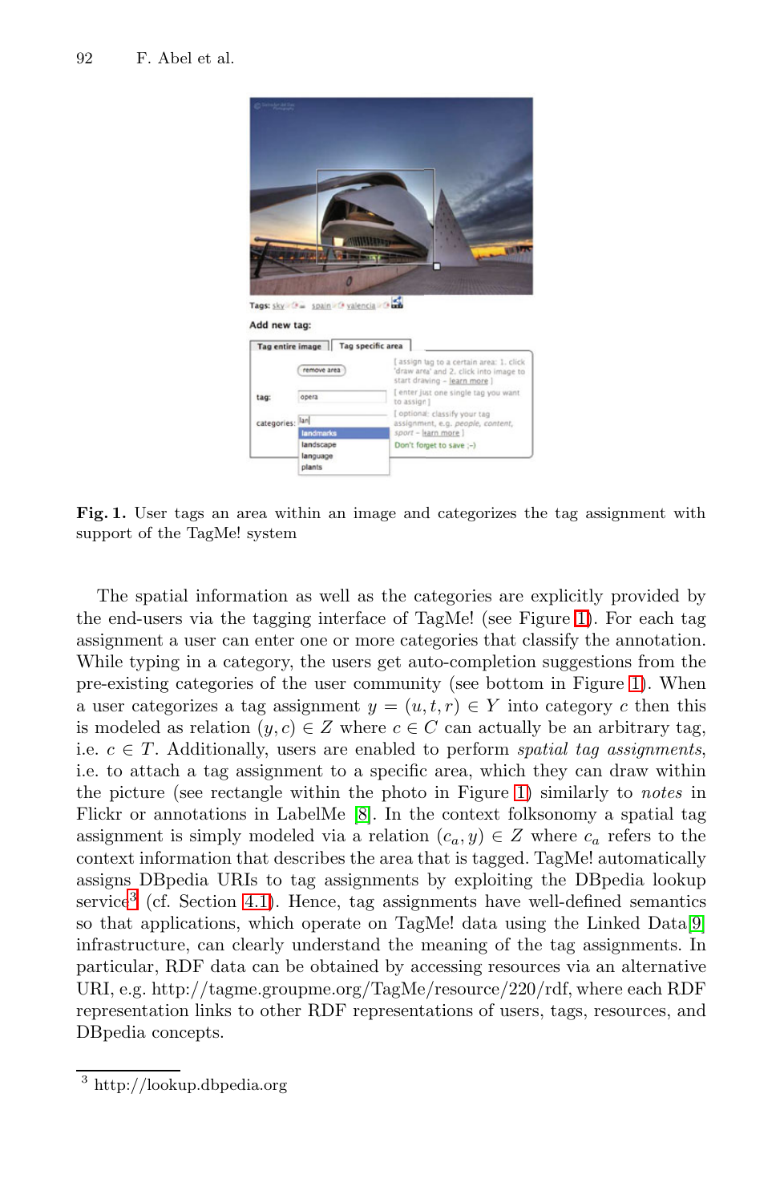**Fig. 1.** User tags an area within an image and categorizes the tag assignment with support of the TagMe! system

The spatial information as well as the categories are explicitly provided by the end-users via the tagging interface of TagMe! (see Figure 1). For each tag assignment a user can enter one or more categories that classify the annotation. While typing in a category, the users get auto-completion suggestions from the pre-existing categories of the user community (see bottom in Figure 1). When a user categorizes a tag assignment $y = (u, t, r) \in Y$ into category $c$ then this is modeled as relation $(y, c) \in Z$ where $c \in C$ can actually be an arbitrary tag, i.e. $c \in T$. Additionally, users are enabled to perform *spatial tag assignments*, i.e. to attach a tag assignment to a specific area, which they can draw within the picture (see rectangle within the photo in Figure 1) similarly to *notes* in Flickr or annotations in LabelMe [8]. In the context folksonomy a spatial tag assignment is simply modeled via a relation $(c_a, y) \in Z$ where $c_a$ refers to the context information that describes the area that is tagged. TagMe! automatically assigns DBpedia URIs to tag assignments by exploiting the DBpedia lookup service[3] (cf. Section 4.1). Hence, tag assignments have well-defined semantics so that applications, which operate on TagMe! data using the Linked Data [9] infrastructure, can clearly understand the meaning of the tag assignments. In particular, RDF data can be obtained by accessing resources via an alternative URI, e.g. http://tagme.groupme.org/TagMe/resource/220/rdf, where each RDF representation links to other RDF representations of users, tags, resources, and DBpedia concepts.

[3] http://lookup.dbpedia.org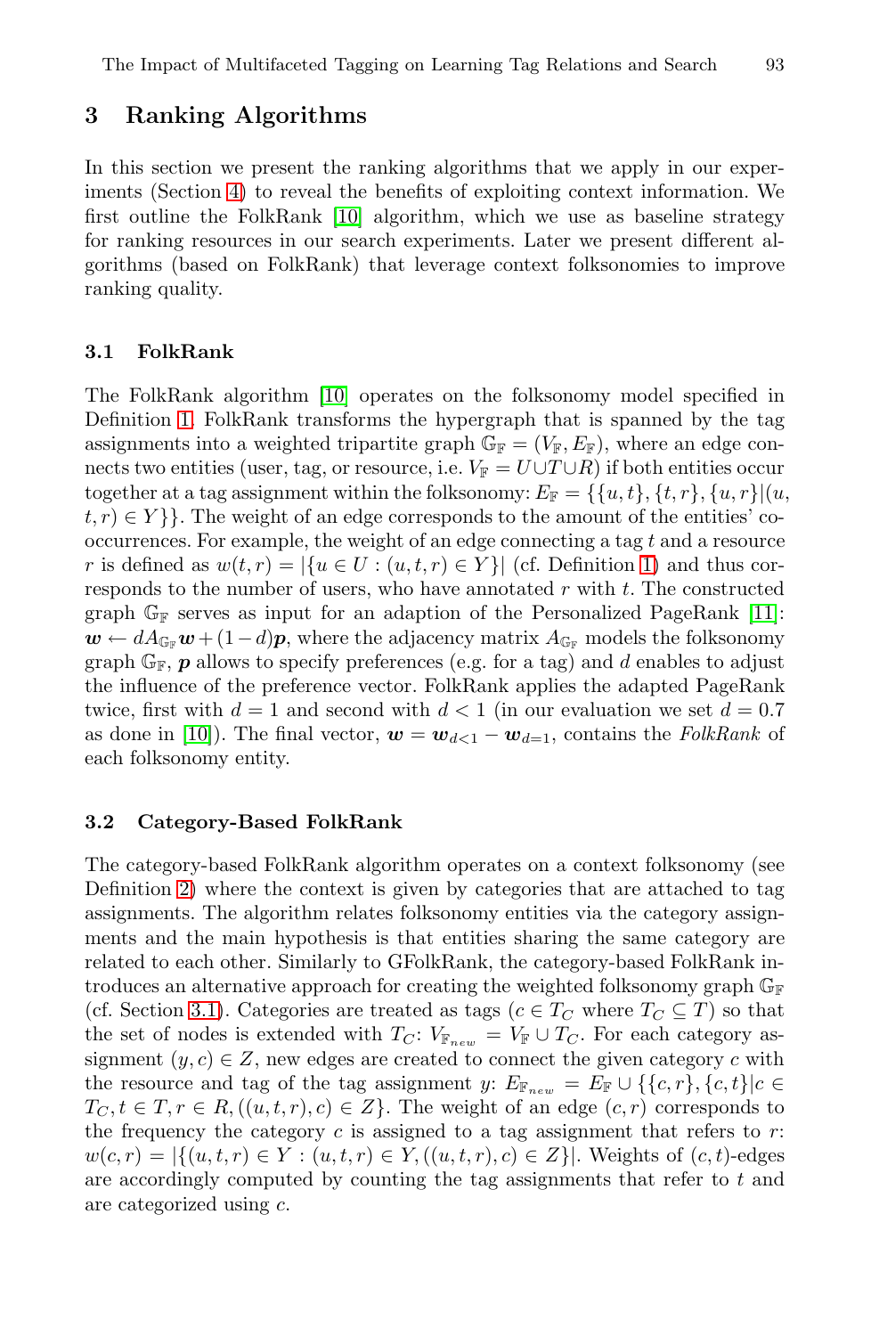## 3 Ranking Algorithms

In this section we present the ranking algorithms that we apply in our experiments (Section 4) to reveal the benefits of exploiting context information. We first outline the FolkRank [10] algorithm, which we use as baseline strategy for ranking resources in our search experiments. Later we present different algorithms (based on FolkRank) that leverage context folksonomies to improve ranking quality.

### 3.1 FolkRank

The FolkRank algorithm [10] operates on the folksonomy model specified in Definition 1. FolkRank transforms the hypergraph that is spanned by the tag assignments into a weighted tripartite graph $\mathbb{G}_{\mathbb{F}} = (V_{\mathbb{F}}, E_{\mathbb{F}})$, where an edge connects two entities (user, tag, or resource, i.e. $V_{\mathbb{F}} = U \cup T \cup R$) if both entities occur together at a tag assignment within the folksonomy: $E_{\mathbb{F}} = \{\{u,t\},\{t,r\},\{u,r\} | (u,t,r) \in Y\}\}$. The weight of an edge corresponds to the amount of the entities' co-occurrences. For example, the weight of an edge connecting a tag $t$ and a resource $r$ is defined as $w(t,r) = |\{u \in U : (u,t,r) \in Y\}|$ (cf. Definition 1) and thus corresponds to the number of users, who have annotated $r$ with $t$. The constructed graph $\mathbb{G}_{\mathbb{F}}$ serves as input for an adaption of the Personalized PageRank [11]: $\boldsymbol{w} \leftarrow dA_{\mathbb{G}_{\mathbb{F}}}\boldsymbol{w} + (1-d)\boldsymbol{p}$, where the adjacency matrix $A_{\mathbb{G}_{\mathbb{F}}}$ models the folksonomy graph $\mathbb{G}_{\mathbb{F}}$, $\boldsymbol{p}$ allows to specify preferences (e.g. for a tag) and $d$ enables to adjust the influence of the preference vector. FolkRank applies the adapted PageRank twice, first with $d = 1$ and second with $d < 1$ (in our evaluation we set $d = 0.7$ as done in [10]). The final vector, $\boldsymbol{w} = \boldsymbol{w}_{d<1} - \boldsymbol{w}_{d=1}$, contains the *FolkRank* of each folksonomy entity.

### 3.2 Category-Based FolkRank

The category-based FolkRank algorithm operates on a context folksonomy (see Definition 2) where the context is given by categories that are attached to tag assignments. The algorithm relates folksonomy entities via the category assignments and the main hypothesis is that entities sharing the same category are related to each other. Similarly to GFolkRank, the category-based FolkRank introduces an alternative approach for creating the weighted folksonomy graph $\mathbb{G}_{\mathbb{F}}$ (cf. Section 3.1). Categories are treated as tags ($c \in T_C$ where $T_C \subseteq T$) so that the set of nodes is extended with $T_C$: $V_{\mathbb{F}_{new}} = V_{\mathbb{F}} \cup T_C$. For each category assignment $(y,c) \in Z$, new edges are created to connect the given category $c$ with the resource and tag of the tag assignment $y$: $E_{\mathbb{F}_{new}} = E_{\mathbb{F}} \cup \{\{c,r\},\{c,t\} | c \in T_C, t \in T, r \in R, ((u,t,r),c) \in Z\}$. The weight of an edge $(c,r)$ corresponds to the frequency the category $c$ is assigned to a tag assignment that refers to $r$: $w(c,r) = |\{(u,t,r) \in Y : (u,t,r) \in Y, ((u,t,r),c) \in Z\}|$. Weights of $(c,t)$-edges are accordingly computed by counting the tag assignments that refer to $t$ and are categorized using $c$.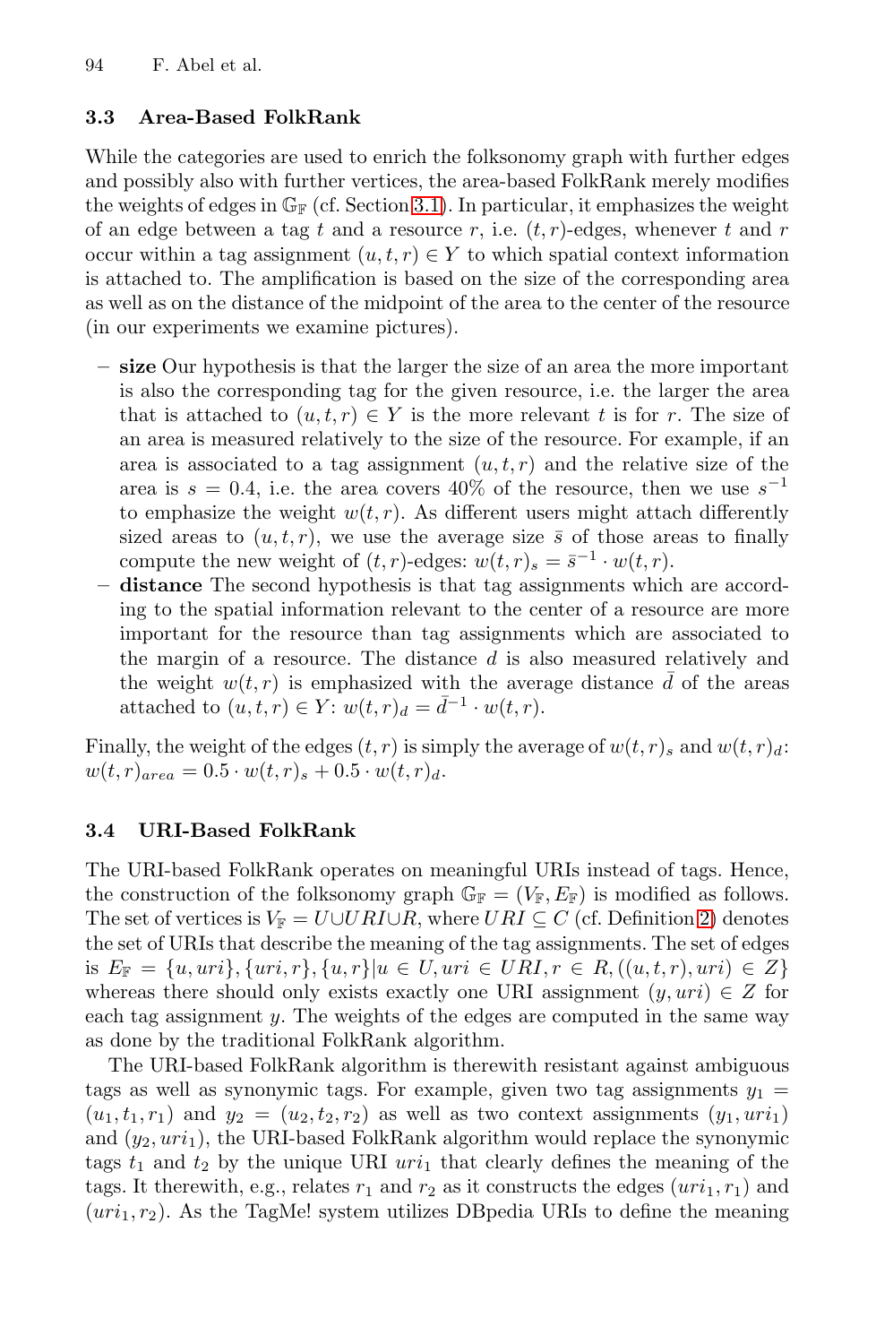### 3.3 Area-Based FolkRank

While the categories are used to enrich the folksonomy graph with further edges and possibly also with further vertices, the area-based FolkRank merely modifies the weights of edges in $\mathbb{G}_{\mathbb{F}}$ (cf. Section 3.1). In particular, it emphasizes the weight of an edge between a tag $t$ and a resource $r$, i.e. $(t, r)$-edges, whenever $t$ and $r$ occur within a tag assignment $(u, t, r) \in Y$ to which spatial context information is attached to. The amplification is based on the size of the corresponding area as well as on the distance of the midpoint of the area to the center of the resource (in our experiments we examine pictures).

- **size** Our hypothesis is that the larger the size of an area the more important is also the corresponding tag for the given resource, i.e. the larger the area that is attached to $(u, t, r) \in Y$ is the more relevant $t$ is for $r$. The size of an area is measured relatively to the size of the resource. For example, if an area is associated to a tag assignment $(u, t, r)$ and the relative size of the area is $s = 0.4$, i.e. the area covers 40% of the resource, then we use $s^{-1}$ to emphasize the weight $w(t, r)$. As different users might attach differently sized areas to $(u, t, r)$, we use the average size $\bar{s}$ of those areas to finally compute the new weight of $(t, r)$-edges: $w(t, r)_s = \bar{s}^{-1} \cdot w(t, r)$.
- **distance** The second hypothesis is that tag assignments which are according to the spatial information relevant to the center of a resource are more important for the resource than tag assignments which are associated to the margin of a resource. The distance $d$ is also measured relatively and the weight $w(t, r)$ is emphasized with the average distance $\bar{d}$ of the areas attached to $(u, t, r) \in Y$: $w(t, r)_d = \bar{d}^{-1} \cdot w(t, r)$.

Finally, the weight of the edges $(t, r)$ is simply the average of $w(t, r)_s$ and $w(t, r)_d$: $w(t, r)_{area} = 0.5 \cdot w(t, r)_s + 0.5 \cdot w(t, r)_d$.

### 3.4 URI-Based FolkRank

The URI-based FolkRank operates on meaningful URIs instead of tags. Hence, the construction of the folksonomy graph $\mathbb{G}_{\mathbb{F}} = (V_{\mathbb{F}}, E_{\mathbb{F}})$ is modified as follows. The set of vertices is $V_{\mathbb{F}} = U \cup URI \cup R$, where $URI \subseteq C$ (cf. Definition 2) denotes the set of URIs that describe the meaning of the tag assignments. The set of edges is $E_{\mathbb{F}} = \{u, uri\}, \{uri, r\}, \{u, r\} | u \in U, uri \in URI, r \in R, ((u, t, r), uri) \in Z\}$ whereas there should only exists exactly one URI assignment $(y, uri) \in Z$ for each tag assignment $y$. The weights of the edges are computed in the same way as done by the traditional FolkRank algorithm.

The URI-based FolkRank algorithm is therewith resistant against ambiguous tags as well as synonymic tags. For example, given two tag assignments $y_1 = (u_1, t_1, r_1)$ and $y_2 = (u_2, t_2, r_2)$ as well as two context assignments $(y_1, uri_1)$ and $(y_2, uri_1)$, the URI-based FolkRank algorithm would replace the synonymic tags $t_1$ and $t_2$ by the unique URI $uri_1$ that clearly defines the meaning of the tags. It therewith, e.g., relates $r_1$ and $r_2$ as it constructs the edges $(uri_1, r_1)$ and $(uri_1, r_2)$. As the TagMe! system utilizes DBpedia URIs to define the meaning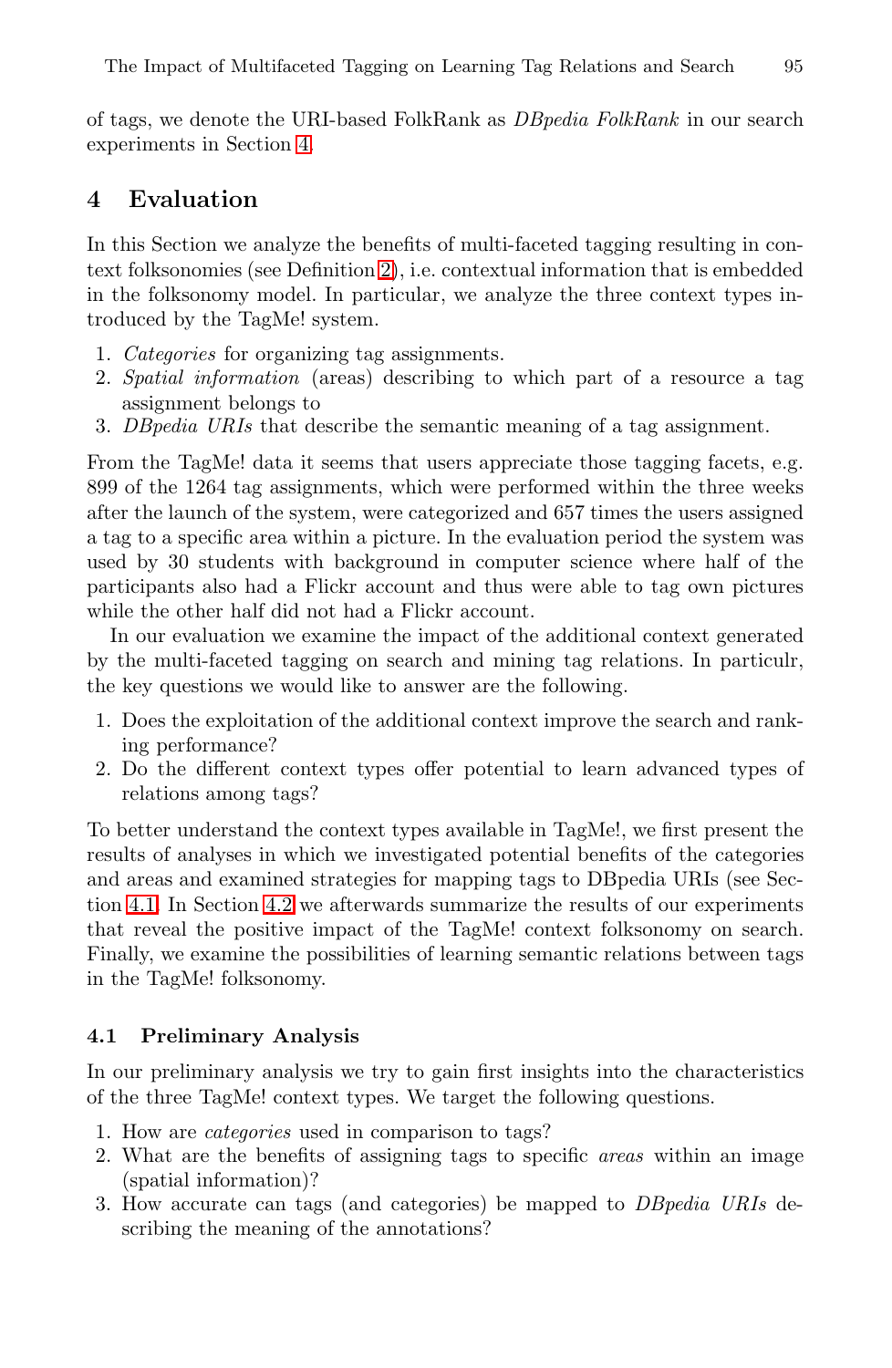of tags, we denote the URI-based FolkRank as *DBpedia FolkRank* in our search experiments in Section 4.

## 4 Evaluation

In this Section we analyze the benefits of multi-faceted tagging resulting in context folksonomies (see Definition 2), i.e. contextual information that is embedded in the folksonomy model. In particular, we analyze the three context types introduced by the TagMe! system.

1. *Categories* for organizing tag assignments.
2. *Spatial information* (areas) describing to which part of a resource a tag assignment belongs to
3. *DBpedia URIs* that describe the semantic meaning of a tag assignment.

From the TagMe! data it seems that users appreciate those tagging facets, e.g. 899 of the 1264 tag assignments, which were performed within the three weeks after the launch of the system, were categorized and 657 times the users assigned a tag to a specific area within a picture. In the evaluation period the system was used by 30 students with background in computer science where half of the participants also had a Flickr account and thus were able to tag own pictures while the other half did not had a Flickr account.

In our evaluation we examine the impact of the additional context generated by the multi-faceted tagging on search and mining tag relations. In particulr, the key questions we would like to answer are the following.

1. Does the exploitation of the additional context improve the search and ranking performance?
2. Do the different context types offer potential to learn advanced types of relations among tags?

To better understand the context types available in TagMe!, we first present the results of analyses in which we investigated potential benefits of the categories and areas and examined strategies for mapping tags to DBpedia URIs (see Section 4.1. In Section 4.2 we afterwards summarize the results of our experiments that reveal the positive impact of the TagMe! context folksonomy on search. Finally, we examine the possibilities of learning semantic relations between tags in the TagMe! folksonomy.

### 4.1 Preliminary Analysis

In our preliminary analysis we try to gain first insights into the characteristics of the three TagMe! context types. We target the following questions.

1. How are *categories* used in comparison to tags?
2. What are the benefits of assigning tags to specific *areas* within an image (spatial information)?
3. How accurate can tags (and categories) be mapped to *DBpedia URIs* describing the meaning of the annotations?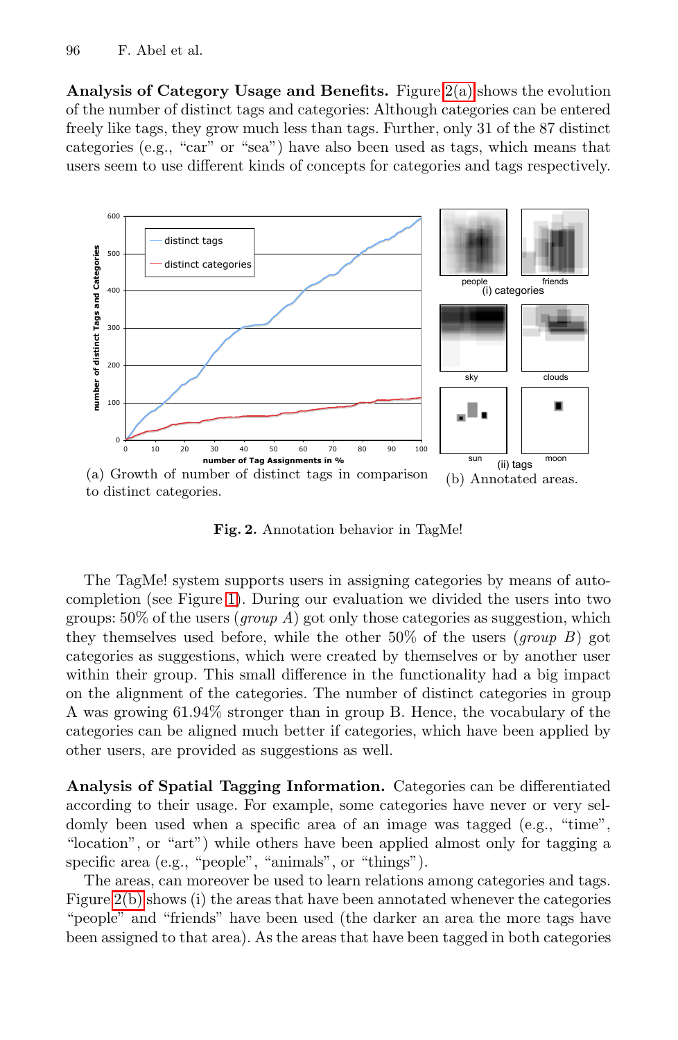**Analysis of Category Usage and Benefits.** Figure 2(a) shows the evolution of the number of distinct tags and categories: Although categories can be entered freely like tags, they grow much less than tags. Further, only 31 of the 87 distinct categories (e.g., "car" or "sea") have also been used as tags, which means that users seem to use different kinds of concepts for categories and tags respectively.

(a) Growth of number of distinct tags in comparison to distinct categories.

(b) Annotated areas.

**Fig. 2.** Annotation behavior in TagMe!

The TagMe! system supports users in assigning categories by means of auto-completion (see Figure 1). During our evaluation we divided the users into two groups: 50% of the users (*group A*) got only those categories as suggestion, which they themselves used before, while the other 50% of the users (*group B*) got categories as suggestions, which were created by themselves or by another user within their group. This small difference in the functionality had a big impact on the alignment of the categories. The number of distinct categories in group A was growing 61.94% stronger than in group B. Hence, the vocabulary of the categories can be aligned much better if categories, which have been applied by other users, are provided as suggestions as well.

**Analysis of Spatial Tagging Information.** Categories can be differentiated according to their usage. For example, some categories have never or very seldomly been used when a specific area of an image was tagged (e.g., "time", "location", or "art") while others have been applied almost only for tagging a specific area (e.g., "people", "animals", or "things").

The areas, can moreover be used to learn relations among categories and tags. Figure 2(b) shows (i) the areas that have been annotated whenever the categories "people" and "friends" have been used (the darker an area the more tags have been assigned to that area). As the areas that have been tagged in both categories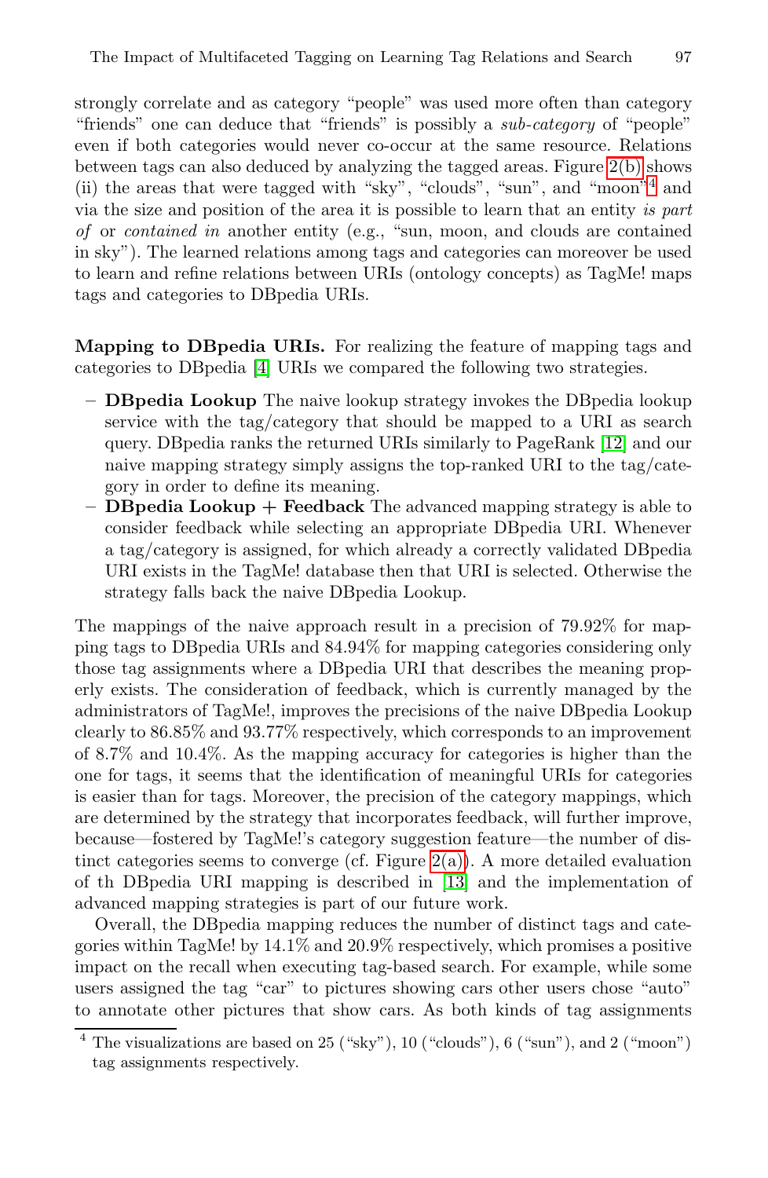strongly correlate and as category "people" was used more often than category "friends" one can deduce that "friends" is possibly a *sub-category* of "people" even if both categories would never co-occur at the same resource. Relations between tags can also deduced by analyzing the tagged areas. Figure 2(b) shows (ii) the areas that were tagged with "sky", "clouds", "sun", and "moon"[4] and via the size and position of the area it is possible to learn that an entity *is part of* or *contained in* another entity (e.g., "sun, moon, and clouds are contained in sky"). The learned relations among tags and categories can moreover be used to learn and refine relations between URIs (ontology concepts) as TagMe! maps tags and categories to DBpedia URIs.

**Mapping to DBpedia URIs.** For realizing the feature of mapping tags and categories to DBpedia [4] URIs we compared the following two strategies.

- **DBpedia Lookup** The naive lookup strategy invokes the DBpedia lookup service with the tag/category that should be mapped to a URI as search query. DBpedia ranks the returned URIs similarly to PageRank [12] and our naive mapping strategy simply assigns the top-ranked URI to the tag/category in order to define its meaning.
- **DBpedia Lookup + Feedback** The advanced mapping strategy is able to consider feedback while selecting an appropriate DBpedia URI. Whenever a tag/category is assigned, for which already a correctly validated DBpedia URI exists in the TagMe! database then that URI is selected. Otherwise the strategy falls back the naive DBpedia Lookup.

The mappings of the naive approach result in a precision of 79.92% for mapping tags to DBpedia URIs and 84.94% for mapping categories considering only those tag assignments where a DBpedia URI that describes the meaning properly exists. The consideration of feedback, which is currently managed by the administrators of TagMe!, improves the precisions of the naive DBpedia Lookup clearly to 86.85% and 93.77% respectively, which corresponds to an improvement of 8.7% and 10.4%. As the mapping accuracy for categories is higher than the one for tags, it seems that the identification of meaningful URIs for categories is easier than for tags. Moreover, the precision of the category mappings, which are determined by the strategy that incorporates feedback, will further improve, because—fostered by TagMe!'s category suggestion feature—the number of distinct categories seems to converge (cf. Figure 2(a)). A more detailed evaluation of th DBpedia URI mapping is described in [13] and the implementation of advanced mapping strategies is part of our future work.

Overall, the DBpedia mapping reduces the number of distinct tags and categories within TagMe! by 14.1% and 20.9% respectively, which promises a positive impact on the recall when executing tag-based search. For example, while some users assigned the tag "car" to pictures showing cars other users chose "auto" to annotate other pictures that show cars. As both kinds of tag assignments

[4] The visualizations are based on 25 ("sky"), 10 ("clouds"), 6 ("sun"), and 2 ("moon") tag assignments respectively.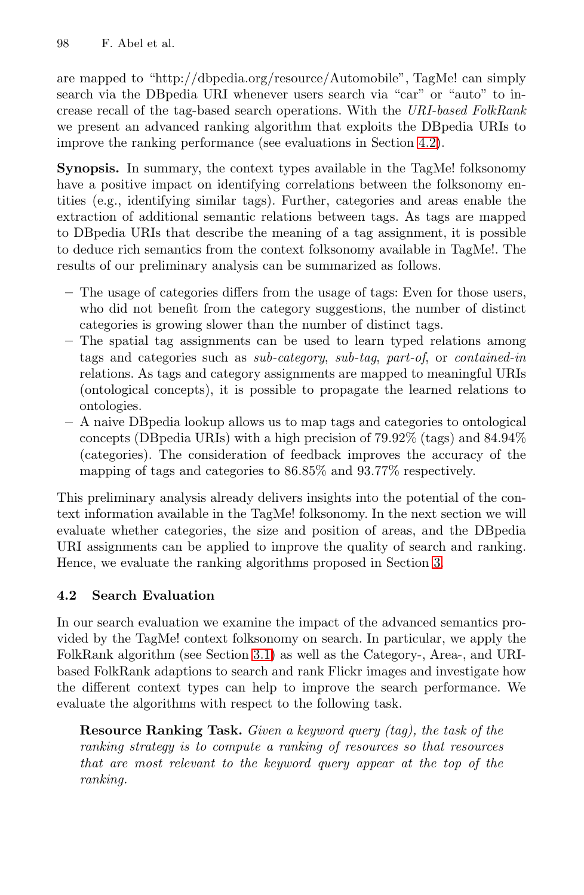are mapped to "http://dbpedia.org/resource/Automobile", TagMe! can simply search via the DBpedia URI whenever users search via "car" or "auto" to increase recall of the tag-based search operations. With the *URI-based FolkRank* we present an advanced ranking algorithm that exploits the DBpedia URIs to improve the ranking performance (see evaluations in Section 4.2).

**Synopsis.** In summary, the context types available in the TagMe! folksonomy have a positive impact on identifying correlations between the folksonomy entities (e.g., identifying similar tags). Further, categories and areas enable the extraction of additional semantic relations between tags. As tags are mapped to DBpedia URIs that describe the meaning of a tag assignment, it is possible to deduce rich semantics from the context folksonomy available in TagMe!. The results of our preliminary analysis can be summarized as follows.

- The usage of categories differs from the usage of tags: Even for those users, who did not benefit from the category suggestions, the number of distinct categories is growing slower than the number of distinct tags.
- The spatial tag assignments can be used to learn typed relations among tags and categories such as *sub-category*, *sub-tag*, *part-of*, or *contained-in* relations. As tags and category assignments are mapped to meaningful URIs (ontological concepts), it is possible to propagate the learned relations to ontologies.
- A naive DBpedia lookup allows us to map tags and categories to ontological concepts (DBpedia URIs) with a high precision of 79.92% (tags) and 84.94% (categories). The consideration of feedback improves the accuracy of the mapping of tags and categories to 86.85% and 93.77% respectively.

This preliminary analysis already delivers insights into the potential of the context information available in the TagMe! folksonomy. In the next section we will evaluate whether categories, the size and position of areas, and the DBpedia URI assignments can be applied to improve the quality of search and ranking. Hence, we evaluate the ranking algorithms proposed in Section 3.

### 4.2 Search Evaluation

In our search evaluation we examine the impact of the advanced semantics provided by the TagMe! context folksonomy on search. In particular, we apply the FolkRank algorithm (see Section 3.1) as well as the Category-, Area-, and URI-based FolkRank adaptions to search and rank Flickr images and investigate how the different context types can help to improve the search performance. We evaluate the algorithms with respect to the following task.

> **Resource Ranking Task.** *Given a keyword query (tag), the task of the ranking strategy is to compute a ranking of resources so that resources that are most relevant to the keyword query appear at the top of the ranking.*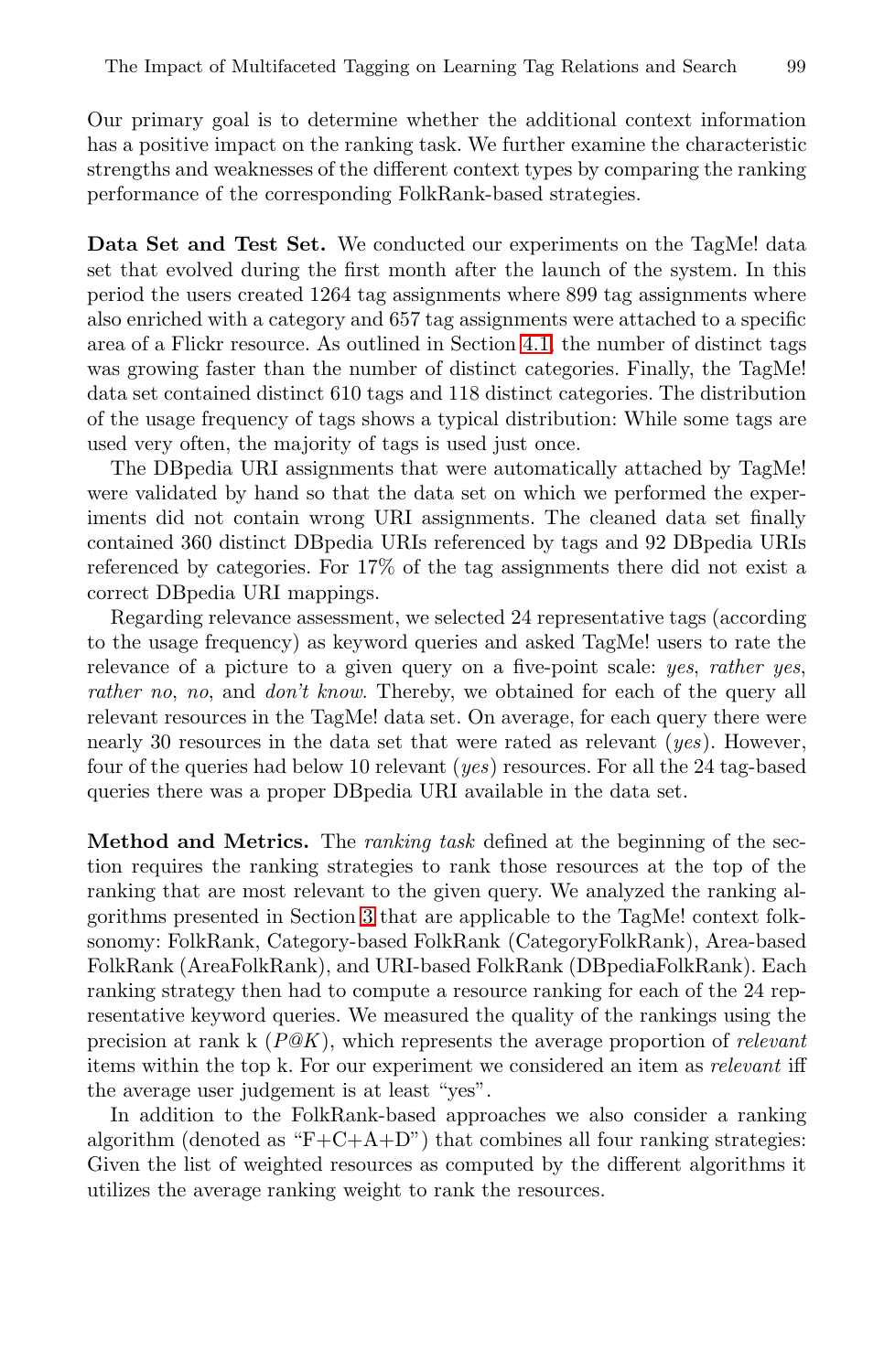Our primary goal is to determine whether the additional context information has a positive impact on the ranking task. We further examine the characteristic strengths and weaknesses of the different context types by comparing the ranking performance of the corresponding FolkRank-based strategies.

**Data Set and Test Set.** We conducted our experiments on the TagMe! data set that evolved during the first month after the launch of the system. In this period the users created 1264 tag assignments where 899 tag assignments where also enriched with a category and 657 tag assignments were attached to a specific area of a Flickr resource. As outlined in Section 4.1, the number of distinct tags was growing faster than the number of distinct categories. Finally, the TagMe! data set contained distinct 610 tags and 118 distinct categories. The distribution of the usage frequency of tags shows a typical distribution: While some tags are used very often, the majority of tags is used just once.

The DBpedia URI assignments that were automatically attached by TagMe! were validated by hand so that the data set on which we performed the experiments did not contain wrong URI assignments. The cleaned data set finally contained 360 distinct DBpedia URIs referenced by tags and 92 DBpedia URIs referenced by categories. For 17% of the tag assignments there did not exist a correct DBpedia URI mappings.

Regarding relevance assessment, we selected 24 representative tags (according to the usage frequency) as keyword queries and asked TagMe! users to rate the relevance of a picture to a given query on a five-point scale: *yes*, *rather yes*, *rather no*, *no*, and *don't know*. Thereby, we obtained for each of the query all relevant resources in the TagMe! data set. On average, for each query there were nearly 30 resources in the data set that were rated as relevant (*yes*). However, four of the queries had below 10 relevant (*yes*) resources. For all the 24 tag-based queries there was a proper DBpedia URI available in the data set.

**Method and Metrics.** The *ranking task* defined at the beginning of the section requires the ranking strategies to rank those resources at the top of the ranking that are most relevant to the given query. We analyzed the ranking algorithms presented in Section 3 that are applicable to the TagMe! context folksonomy: FolkRank, Category-based FolkRank (CategoryFolkRank), Area-based FolkRank (AreaFolkRank), and URI-based FolkRank (DBpediaFolkRank). Each ranking strategy then had to compute a resource ranking for each of the 24 representative keyword queries. We measured the quality of the rankings using the precision at rank k ($P@K$), which represents the average proportion of *relevant* items within the top k. For our experiment we considered an item as *relevant* iff the average user judgement is at least "yes".

In addition to the FolkRank-based approaches we also consider a ranking algorithm (denoted as "F+C+A+D") that combines all four ranking strategies: Given the list of weighted resources as computed by the different algorithms it utilizes the average ranking weight to rank the resources.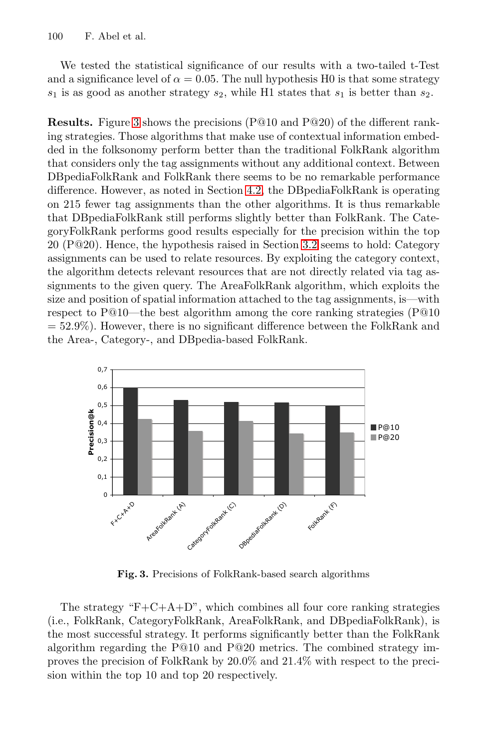We tested the statistical significance of our results with a two-tailed t-Test and a significance level of $\alpha = 0.05$. The null hypothesis H0 is that some strategy $s_1$ is as good as another strategy $s_2$, while H1 states that $s_1$ is better than $s_2$.

**Results.** Figure 3 shows the precisions (P@10 and P@20) of the different ranking strategies. Those algorithms that make use of contextual information embedded in the folksonomy perform better than the traditional FolkRank algorithm that considers only the tag assignments without any additional context. Between DBpediaFolkRank and FolkRank there seems to be no remarkable performance difference. However, as noted in Section 4.2, the DBpediaFolkRank is operating on 215 fewer tag assignments than the other algorithms. It is thus remarkable that DBpediaFolkRank still performs slightly better than FolkRank. The CategoryFolkRank performs good results especially for the precision within the top 20 (P@20). Hence, the hypothesis raised in Section 3.2 seems to hold: Category assignments can be used to relate resources. By exploiting the category context, the algorithm detects relevant resources that are not directly related via tag assignments to the given query. The AreaFolkRank algorithm, which exploits the size and position of spatial information attached to the tag assignments, is—with respect to P@10—the best algorithm among the core ranking strategies (P@10 = 52.9%). However, there is no significant difference between the FolkRank and the Area-, Category-, and DBpedia-based FolkRank.

**Fig. 3.** Precisions of FolkRank-based search algorithms

The strategy "F+C+A+D", which combines all four core ranking strategies (i.e., FolkRank, CategoryFolkRank, AreaFolkRank, and DBpediaFolkRank), is the most successful strategy. It performs significantly better than the FolkRank algorithm regarding the P@10 and P@20 metrics. The combined strategy improves the precision of FolkRank by 20.0% and 21.4% with respect to the precision within the top 10 and top 20 respectively.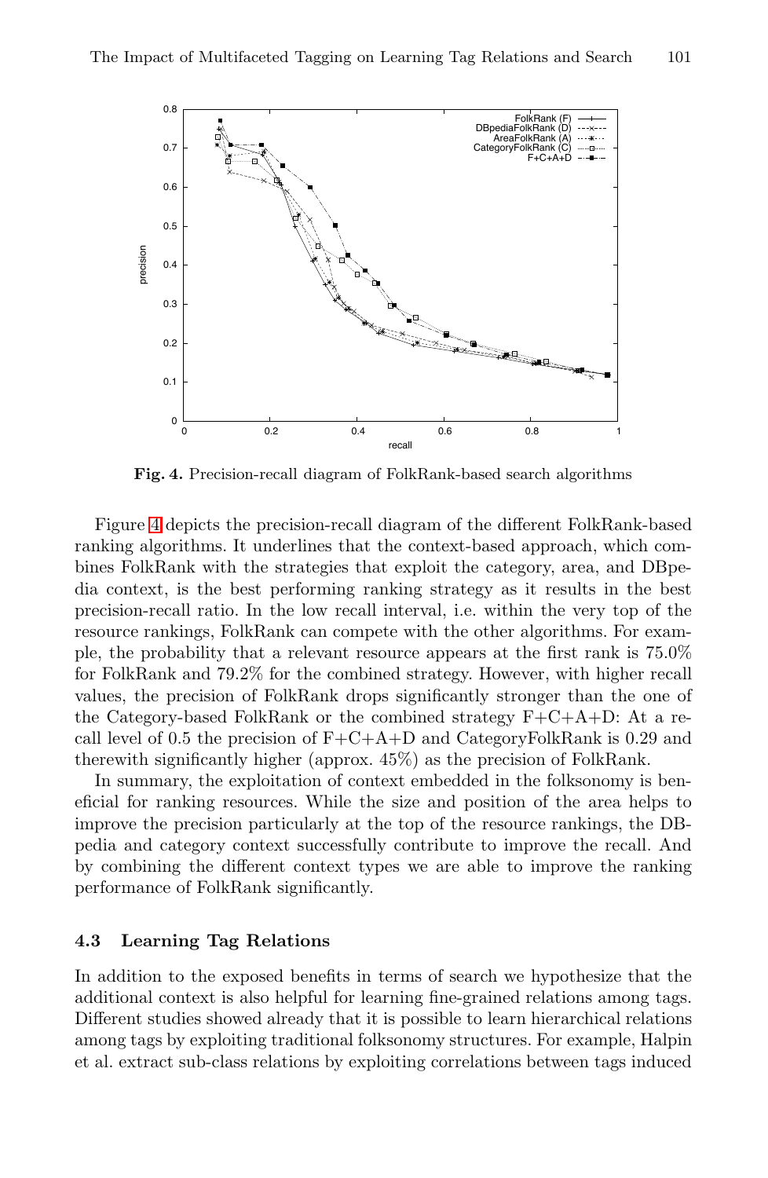**Fig. 4.** Precision-recall diagram of FolkRank-based search algorithms

Figure 4 depicts the precision-recall diagram of the different FolkRank-based ranking algorithms. It underlines that the context-based approach, which combines FolkRank with the strategies that exploit the category, area, and DBpedia context, is the best performing ranking strategy as it results in the best precision-recall ratio. In the low recall interval, i.e. within the very top of the resource rankings, FolkRank can compete with the other algorithms. For example, the probability that a relevant resource appears at the first rank is 75.0% for FolkRank and 79.2% for the combined strategy. However, with higher recall values, the precision of FolkRank drops significantly stronger than the one of the Category-based FolkRank or the combined strategy F+C+A+D: At a recall level of 0.5 the precision of F+C+A+D and CategoryFolkRank is 0.29 and therewith significantly higher (approx. 45%) as the precision of FolkRank.

In summary, the exploitation of context embedded in the folksonomy is beneficial for ranking resources. While the size and position of the area helps to improve the precision particularly at the top of the resource rankings, the DBpedia and category context successfully contribute to improve the recall. And by combining the different context types we are able to improve the ranking performance of FolkRank significantly.

### 4.3 Learning Tag Relations

In addition to the exposed benefits in terms of search we hypothesize that the additional context is also helpful for learning fine-grained relations among tags. Different studies showed already that it is possible to learn hierarchical relations among tags by exploiting traditional folksonomy structures. For example, Halpin et al. extract sub-class relations by exploiting correlations between tags induced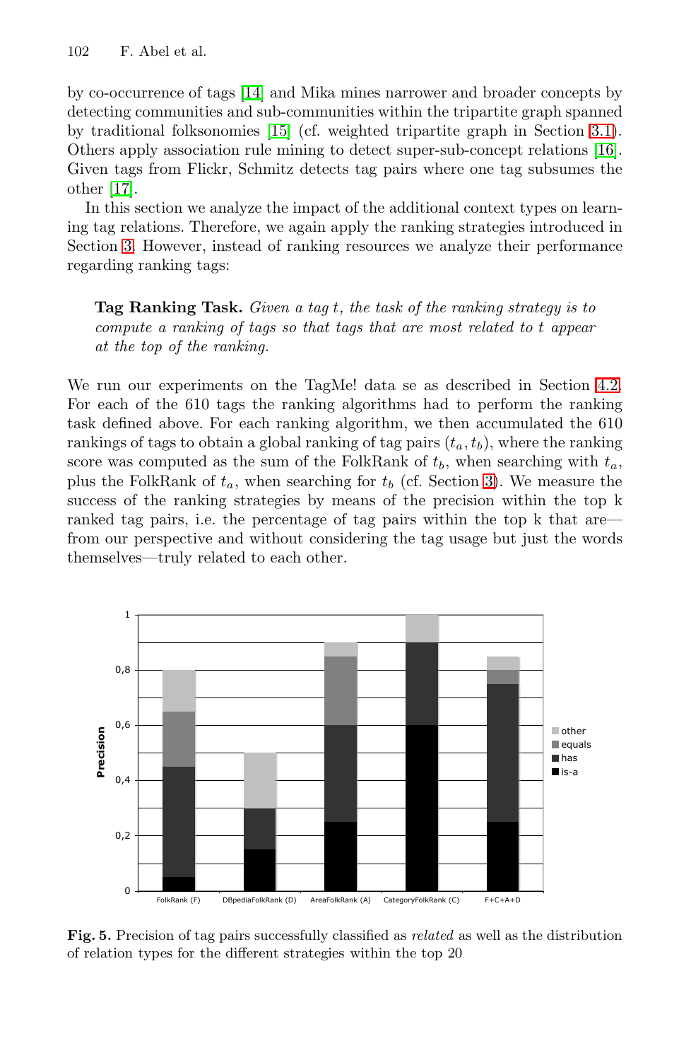by co-occurrence of tags [14] and Mika mines narrower and broader concepts by detecting communities and sub-communities within the tripartite graph spanned by traditional folksonomies [15] (cf. weighted tripartite graph in Section 3.1). Others apply association rule mining to detect super-sub-concept relations [16]. Given tags from Flickr, Schmitz detects tag pairs where one tag subsumes the other [17].

In this section we analyze the impact of the additional context types on learning tag relations. Therefore, we again apply the ranking strategies introduced in Section 3. However, instead of ranking resources we analyze their performance regarding ranking tags:

> **Tag Ranking Task.** *Given a tag $t$, the task of the ranking strategy is to compute a ranking of tags so that tags that are most related to $t$ appear at the top of the ranking.*

We run our experiments on the TagMe! data se as described in Section 4.2. For each of the 610 tags the ranking algorithms had to perform the ranking task defined above. For each ranking algorithm, we then accumulated the 610 rankings of tags to obtain a global ranking of tag pairs $(t_a, t_b)$, where the ranking score was computed as the sum of the FolkRank of $t_b$, when searching with $t_a$, plus the FolkRank of $t_a$, when searching for $t_b$ (cf. Section 3). We measure the success of the ranking strategies by means of the precision within the top k ranked tag pairs, i.e. the percentage of tag pairs within the top k that are—from our perspective and without considering the tag usage but just the words themselves—truly related to each other.

**Fig. 5.** Precision of tag pairs successfully classified as *related* as well as the distribution of relation types for the different strategies within the top 20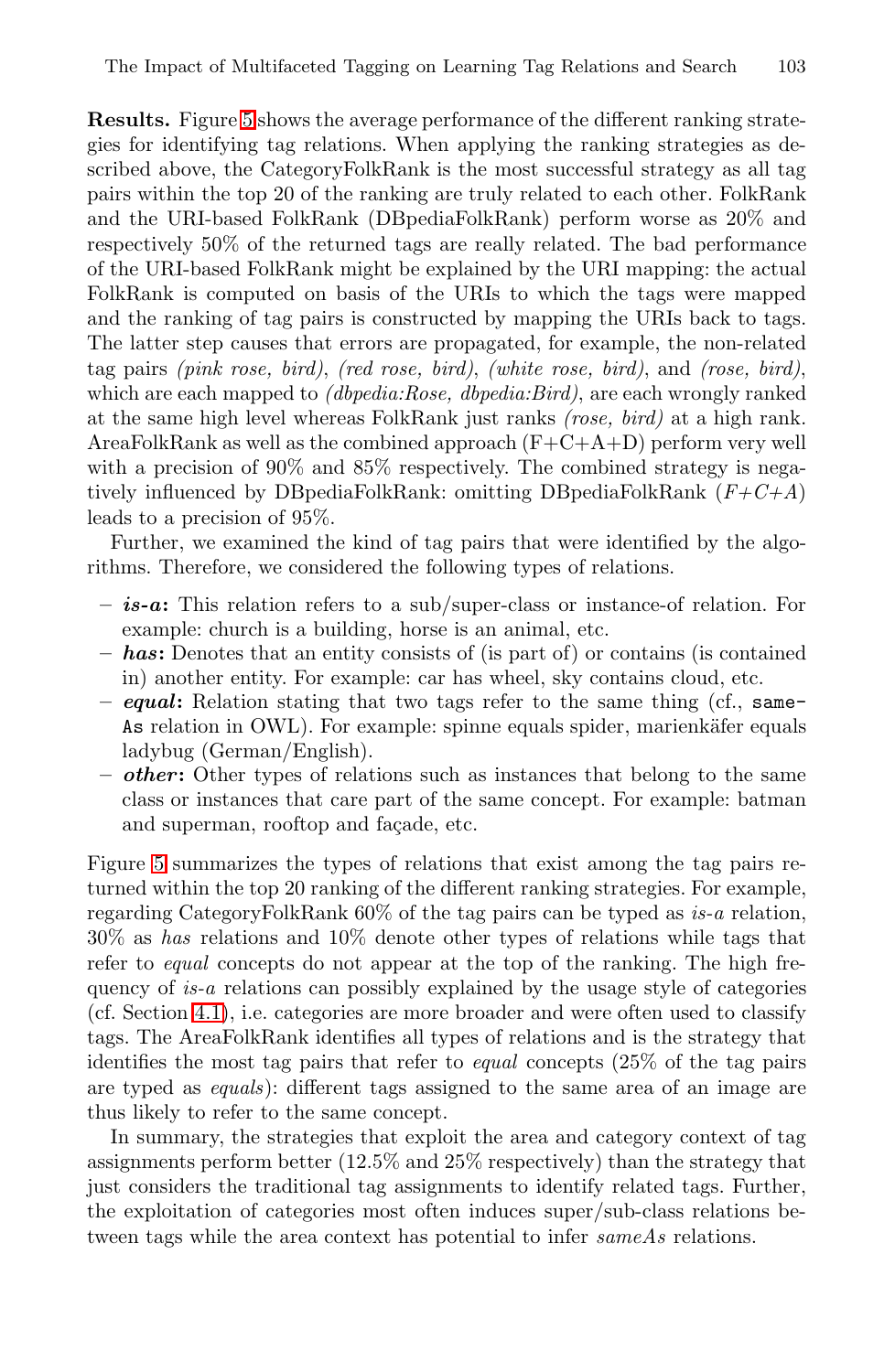**Results.** Figure 5 shows the average performance of the different ranking strategies for identifying tag relations. When applying the ranking strategies as described above, the CategoryFolkRank is the most successful strategy as all tag pairs within the top 20 of the ranking are truly related to each other. FolkRank and the URI-based FolkRank (DBpediaFolkRank) perform worse as 20% and respectively 50% of the returned tags are really related. The bad performance of the URI-based FolkRank might be explained by the URI mapping: the actual FolkRank is computed on basis of the URIs to which the tags were mapped and the ranking of tag pairs is constructed by mapping the URIs back to tags. The latter step causes that errors are propagated, for example, the non-related tag pairs *(pink rose, bird)*, *(red rose, bird)*, *(white rose, bird)*, and *(rose, bird)*, which are each mapped to *(dbpedia:Rose, dbpedia:Bird)*, are each wrongly ranked at the same high level whereas FolkRank just ranks *(rose, bird)* at a high rank. AreaFolkRank as well as the combined approach (F+C+A+D) perform very well with a precision of 90% and 85% respectively. The combined strategy is negatively influenced by DBpediaFolkRank: omitting DBpediaFolkRank (*F+C+A*) leads to a precision of 95%.

Further, we examined the kind of tag pairs that were identified by the algorithms. Therefore, we considered the following types of relations.

- ***is-a*:** This relation refers to a sub/super-class or instance-of relation. For example: church is a building, horse is an animal, etc.
- ***has*:** Denotes that an entity consists of (is part of) or contains (is contained in) another entity. For example: car has wheel, sky contains cloud, etc.
- ***equal*:** Relation stating that two tags refer to the same thing (cf., `sameAs` relation in OWL). For example: spinne equals spider, marienkäfer equals ladybug (German/English).
- ***other*:** Other types of relations such as instances that belong to the same class or instances that care part of the same concept. For example: batman and superman, rooftop and façade, etc.

Figure 5 summarizes the types of relations that exist among the tag pairs returned within the top 20 ranking of the different ranking strategies. For example, regarding CategoryFolkRank 60% of the tag pairs can be typed as *is-a* relation, 30% as *has* relations and 10% denote other types of relations while tags that refer to *equal* concepts do not appear at the top of the ranking. The high frequency of *is-a* relations can possibly explained by the usage style of categories (cf. Section 4.1), i.e. categories are more broader and were often used to classify tags. The AreaFolkRank identifies all types of relations and is the strategy that identifies the most tag pairs that refer to *equal* concepts (25% of the tag pairs are typed as *equals*): different tags assigned to the same area of an image are thus likely to refer to the same concept.

In summary, the strategies that exploit the area and category context of tag assignments perform better (12.5% and 25% respectively) than the strategy that just considers the traditional tag assignments to identify related tags. Further, the exploitation of categories most often induces super/sub-class relations between tags while the area context has potential to infer *sameAs* relations.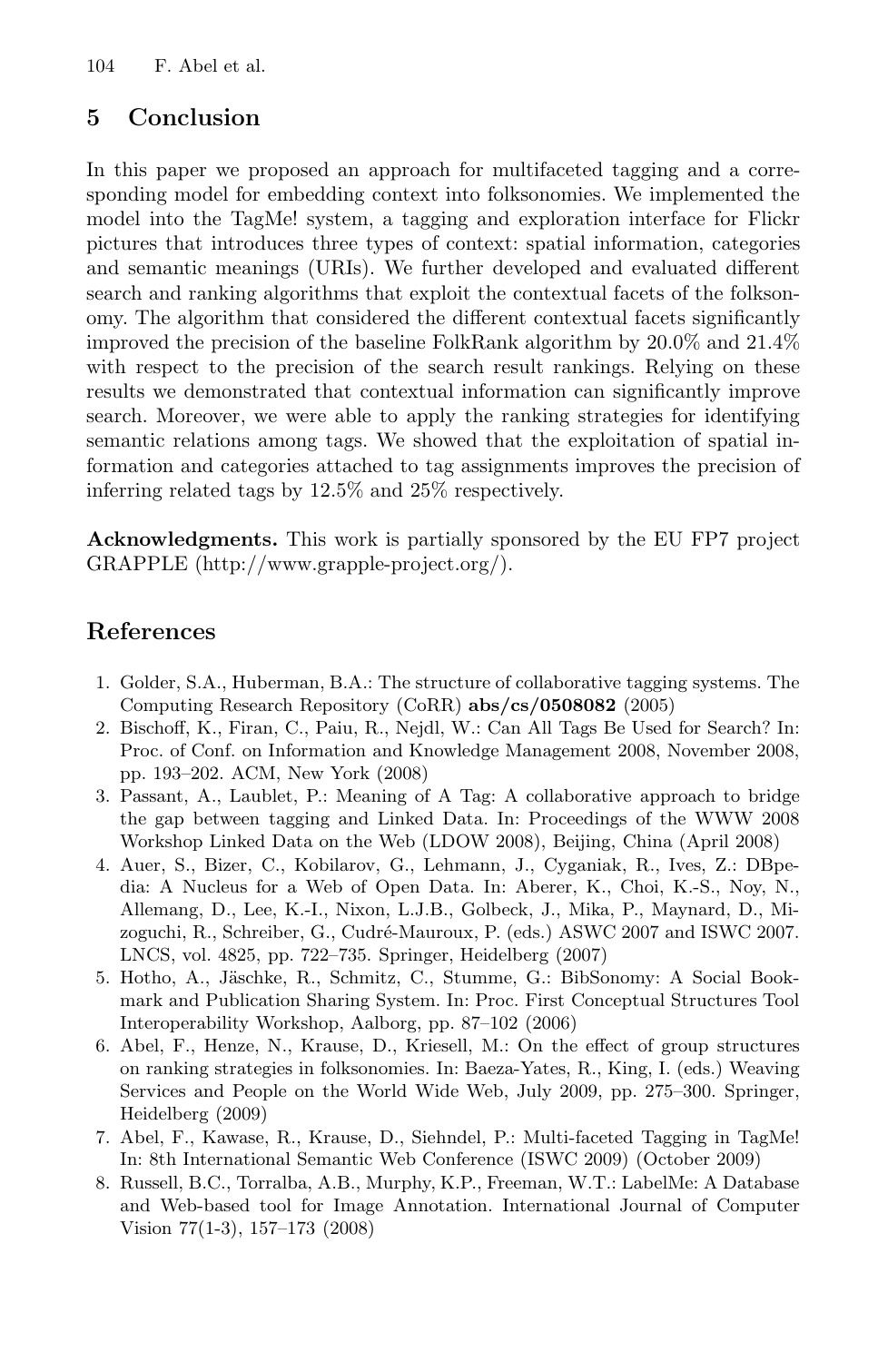## 5 Conclusion

In this paper we proposed an approach for multifaceted tagging and a corresponding model for embedding context into folksonomies. We implemented the model into the TagMe! system, a tagging and exploration interface for Flickr pictures that introduces three types of context: spatial information, categories and semantic meanings (URIs). We further developed and evaluated different search and ranking algorithms that exploit the contextual facets of the folksonomy. The algorithm that considered the different contextual facets significantly improved the precision of the baseline FolkRank algorithm by 20.0% and 21.4% with respect to the precision of the search result rankings. Relying on these results we demonstrated that contextual information can significantly improve search. Moreover, we were able to apply the ranking strategies for identifying semantic relations among tags. We showed that the exploitation of spatial information and categories attached to tag assignments improves the precision of inferring related tags by 12.5% and 25% respectively.

**Acknowledgments.** This work is partially sponsored by the EU FP7 project GRAPPLE (http://www.grapple-project.org/).

## References

1. Golder, S.A., Huberman, B.A.: The structure of collaborative tagging systems. The Computing Research Repository (CoRR) **abs/cs/0508082** (2005)
2. Bischoff, K., Firan, C., Paiu, R., Nejdl, W.: Can All Tags Be Used for Search? In: Proc. of Conf. on Information and Knowledge Management 2008, November 2008, pp. 193–202. ACM, New York (2008)
3. Passant, A., Laublet, P.: Meaning of A Tag: A collaborative approach to bridge the gap between tagging and Linked Data. In: Proceedings of the WWW 2008 Workshop Linked Data on the Web (LDOW 2008), Beijing, China (April 2008)
4. Auer, S., Bizer, C., Kobilarov, G., Lehmann, J., Cyganiak, R., Ives, Z.: DBpedia: A Nucleus for a Web of Open Data. In: Aberer, K., Choi, K.-S., Noy, N., Allemang, D., Lee, K.-I., Nixon, L.J.B., Golbeck, J., Mika, P., Maynard, D., Mizoguchi, R., Schreiber, G., Cudré-Mauroux, P. (eds.) ASWC 2007 and ISWC 2007. LNCS, vol. 4825, pp. 722–735. Springer, Heidelberg (2007)
5. Hotho, A., Jäschke, R., Schmitz, C., Stumme, G.: BibSonomy: A Social Bookmark and Publication Sharing System. In: Proc. First Conceptual Structures Tool Interoperability Workshop, Aalborg, pp. 87–102 (2006)
6. Abel, F., Henze, N., Krause, D., Kriesell, M.: On the effect of group structures on ranking strategies in folksonomies. In: Baeza-Yates, R., King, I. (eds.) Weaving Services and People on the World Wide Web, July 2009, pp. 275–300. Springer, Heidelberg (2009)
7. Abel, F., Kawase, R., Krause, D., Siehndel, P.: Multi-faceted Tagging in TagMe! In: 8th International Semantic Web Conference (ISWC 2009) (October 2009)
8. Russell, B.C., Torralba, A.B., Murphy, K.P., Freeman, W.T.: LabelMe: A Database and Web-based tool for Image Annotation. International Journal of Computer Vision 77(1-3), 157–173 (2008)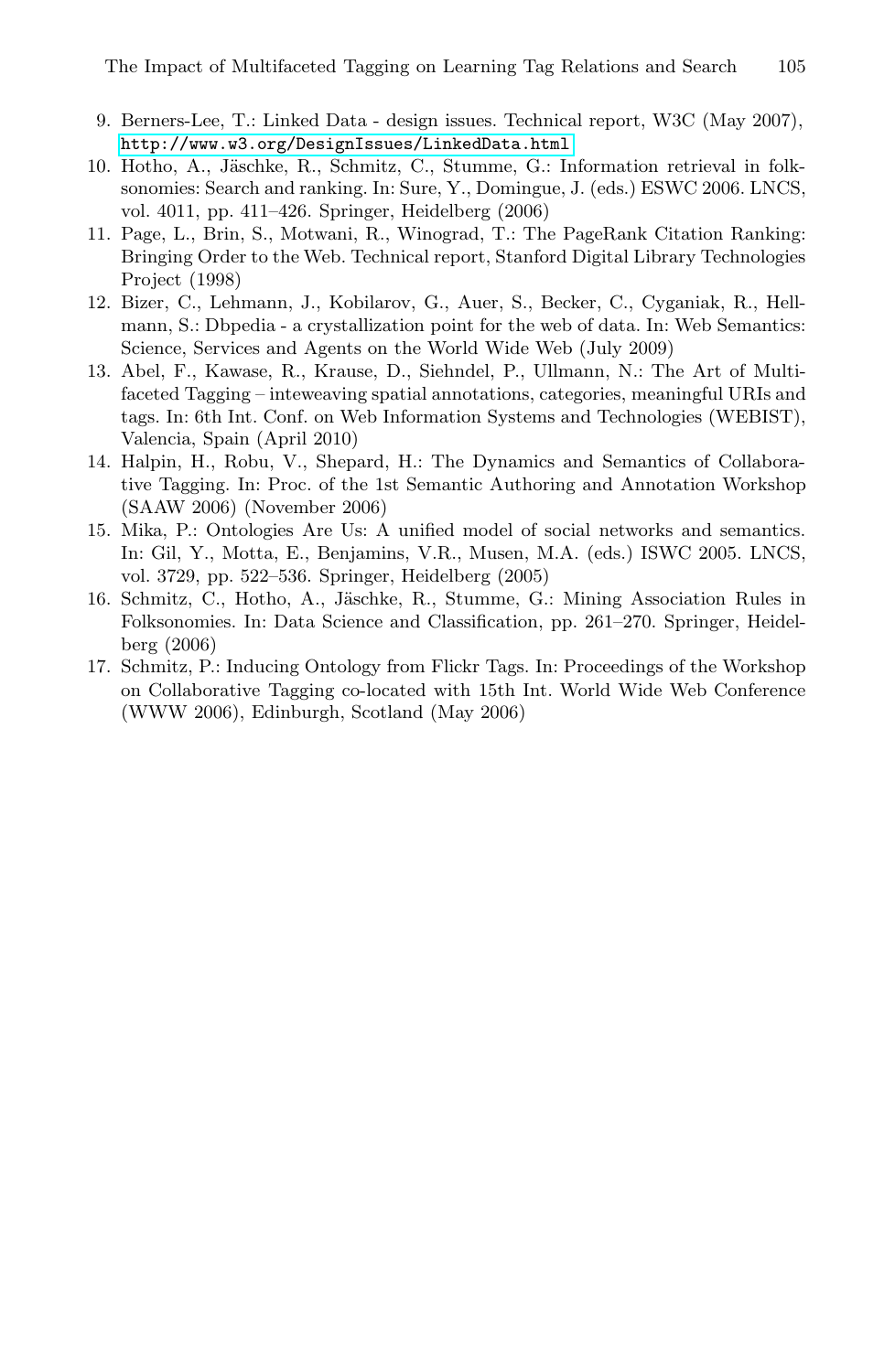9. Berners-Lee, T.: Linked Data - design issues. Technical report, W3C (May 2007), http://www.w3.org/DesignIssues/LinkedData.html
10. Hotho, A., Jäschke, R., Schmitz, C., Stumme, G.: Information retrieval in folksonomies: Search and ranking. In: Sure, Y., Domingue, J. (eds.) ESWC 2006. LNCS, vol. 4011, pp. 411–426. Springer, Heidelberg (2006)
11. Page, L., Brin, S., Motwani, R., Winograd, T.: The PageRank Citation Ranking: Bringing Order to the Web. Technical report, Stanford Digital Library Technologies Project (1998)
12. Bizer, C., Lehmann, J., Kobilarov, G., Auer, S., Becker, C., Cyganiak, R., Hellmann, S.: Dbpedia - a crystallization point for the web of data. In: Web Semantics: Science, Services and Agents on the World Wide Web (July 2009)
13. Abel, F., Kawase, R., Krause, D., Siehndel, P., Ullmann, N.: The Art of Multifaceted Tagging – inteweaving spatial annotations, categories, meaningful URIs and tags. In: 6th Int. Conf. on Web Information Systems and Technologies (WEBIST), Valencia, Spain (April 2010)
14. Halpin, H., Robu, V., Shepard, H.: The Dynamics and Semantics of Collaborative Tagging. In: Proc. of the 1st Semantic Authoring and Annotation Workshop (SAAW 2006) (November 2006)
15. Mika, P.: Ontologies Are Us: A unified model of social networks and semantics. In: Gil, Y., Motta, E., Benjamins, V.R., Musen, M.A. (eds.) ISWC 2005. LNCS, vol. 3729, pp. 522–536. Springer, Heidelberg (2005)
16. Schmitz, C., Hotho, A., Jäschke, R., Stumme, G.: Mining Association Rules in Folksonomies. In: Data Science and Classification, pp. 261–270. Springer, Heidelberg (2006)
17. Schmitz, P.: Inducing Ontology from Flickr Tags. In: Proceedings of the Workshop on Collaborative Tagging co-located with 15th Int. World Wide Web Conference (WWW 2006), Edinburgh, Scotland (May 2006)